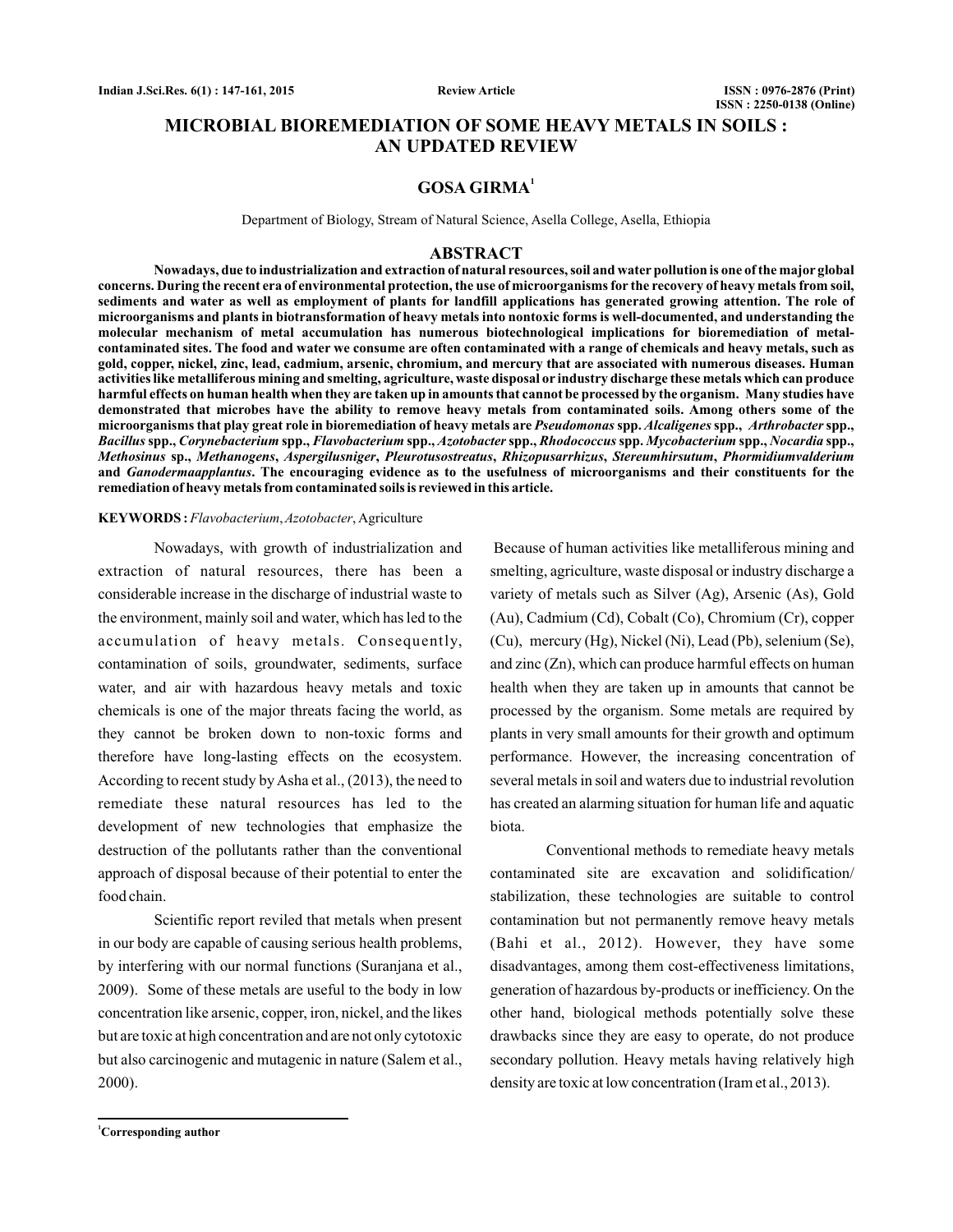# MICROBIAL BIOREMEDIATION OF SOME HEAVY METALS IN SOILS : AN UPDATED REVIEW

## GOSA GIRMA[1]

Department of Biology, Stream of Natural Science, Asella College, Asella, Ethiopia

## ABSTRACT

**Nowadays, due to industrialization and extraction of natural resources, soil and water pollution is one of the major global concerns. During the recent era of environmental protection, the use of microorganisms for the recovery of heavy metals from soil, sediments and water as well as employment of plants for landfill applications has generated growing attention. The role of microorganisms and plants in biotransformation of heavy metals into nontoxic forms is well-documented, and understanding the molecular mechanism of metal accumulation has numerous biotechnological implications for bioremediation of metal-contaminated sites. The food and water we consume are often contaminated with a range of chemicals and heavy metals, such as gold, copper, nickel, zinc, lead, cadmium, arsenic, chromium, and mercury that are associated with numerous diseases. Human activities like metalliferous mining and smelting, agriculture, waste disposal or industry discharge these metals which can produce harmful effects on human health when they are taken up in amounts that cannot be processed by the organism. Many studies have demonstrated that microbes have the ability to remove heavy metals from contaminated soils. Among others some of the microorganisms that play great role in bioremediation of heavy metals are *Pseudomonas* spp. *Alcaligenes* spp., *Arthrobacter* spp., *Bacillus* spp., *Corynebacterium* spp., *Flavobacterium* spp., *Azotobacter* spp., *Rhodococcus* spp. *Mycobacterium* spp., *Nocardia* spp., *Methosinus* sp., *Methanogens*, *Aspergilusniger*, *Pleurotusostreatus*, *Rhizopusarrhizus*, *Stereumhirsutum*, *Phormidiumvalderium* and *Ganodermaapplantus*. The encouraging evidence as to the usefulness of microorganisms and their constituents for the remediation of heavy metals from contaminated soils is reviewed in this article.**

**KEYWORDS :** *Flavobacterium*, *Azotobacter*, Agriculture

Nowadays, with growth of industrialization and extraction of natural resources, there has been a considerable increase in the discharge of industrial waste to the environment, mainly soil and water, which has led to the accumulation of heavy metals. Consequently, contamination of soils, groundwater, sediments, surface water, and air with hazardous heavy metals and toxic chemicals is one of the major threats facing the world, as they cannot be broken down to non-toxic forms and therefore have long-lasting effects on the ecosystem. According to recent study by Asha et al., (2013), the need to remediate these natural resources has led to the development of new technologies that emphasize the destruction of the pollutants rather than the conventional approach of disposal because of their potential to enter the food chain.

Scientific report reviled that metals when present in our body are capable of causing serious health problems, by interfering with our normal functions (Suranjana et al., 2009). Some of these metals are useful to the body in low concentration like arsenic, copper, iron, nickel, and the likes but are toxic at high concentration and are not only cytotoxic but also carcinogenic and mutagenic in nature (Salem et al., 2000).

Because of human activities like metalliferous mining and smelting, agriculture, waste disposal or industry discharge a variety of metals such as Silver (Ag), Arsenic (As), Gold (Au), Cadmium (Cd), Cobalt (Co), Chromium (Cr), copper (Cu), mercury (Hg), Nickel (Ni), Lead (Pb), selenium (Se), and zinc (Zn), which can produce harmful effects on human health when they are taken up in amounts that cannot be processed by the organism. Some metals are required by plants in very small amounts for their growth and optimum performance. However, the increasing concentration of several metals in soil and waters due to industrial revolution has created an alarming situation for human life and aquatic biota.

Conventional methods to remediate heavy metals contaminated site are excavation and solidification/ stabilization, these technologies are suitable to control contamination but not permanently remove heavy metals (Bahi et al., 2012). However, they have some disadvantages, among them cost-effectiveness limitations, generation of hazardous by-products or inefficiency. On the other hand, biological methods potentially solve these drawbacks since they are easy to operate, do not produce secondary pollution. Heavy metals having relatively high density are toxic at low concentration (Iram et al., 2013).

[1] **Corresponding author**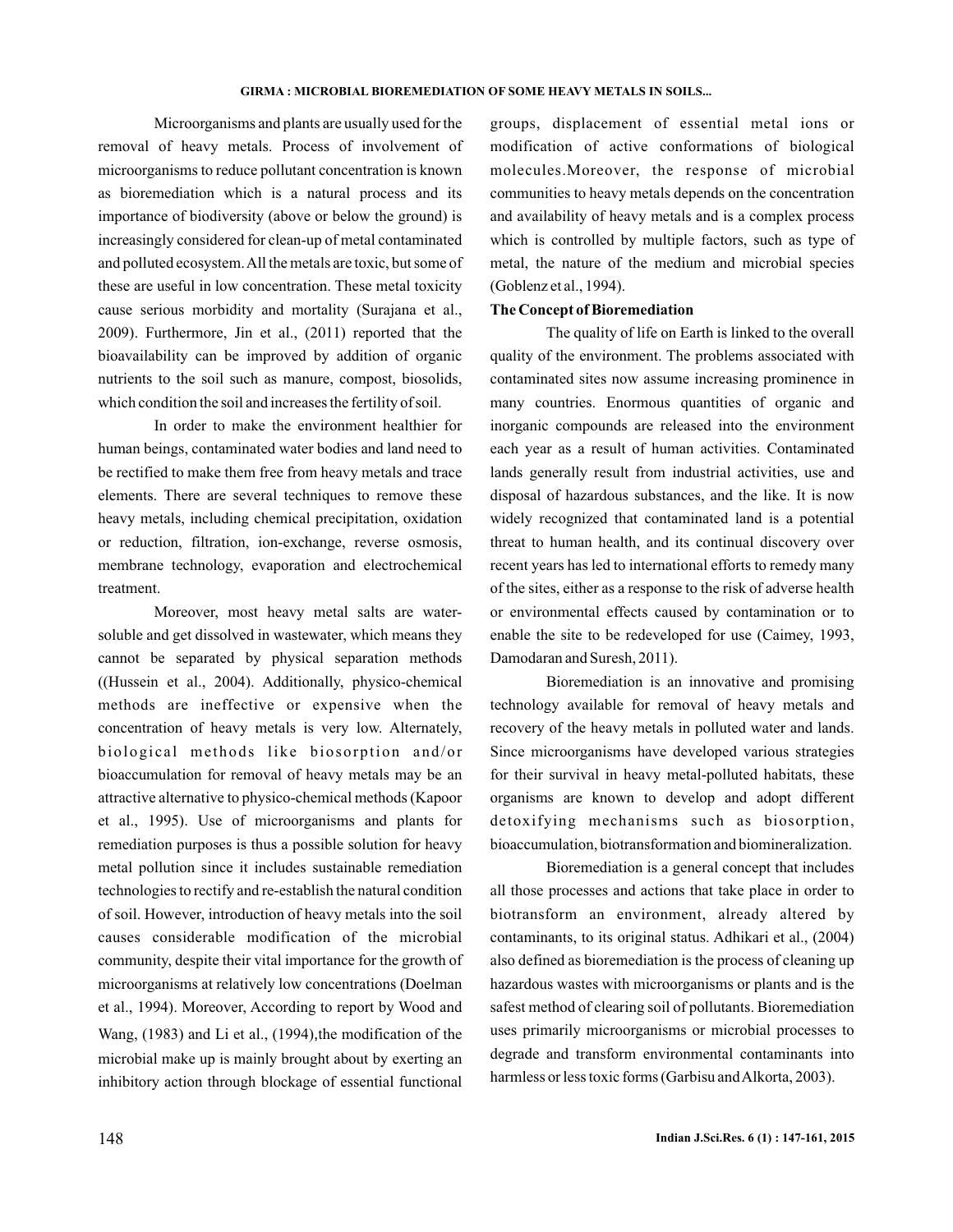Microorganisms and plants are usually used for the removal of heavy metals. Process of involvement of microorganisms to reduce pollutant concentration is known as bioremediation which is a natural process and its importance of biodiversity (above or below the ground) is increasingly considered for clean-up of metal contaminated and polluted ecosystem. All the metals are toxic, but some of these are useful in low concentration. These metal toxicity cause serious morbidity and mortality (Surajana et al., 2009). Furthermore, Jin et al., (2011) reported that the bioavailability can be improved by addition of organic nutrients to the soil such as manure, compost, biosolids, which condition the soil and increases the fertility of soil.

In order to make the environment healthier for human beings, contaminated water bodies and land need to be rectified to make them free from heavy metals and trace elements. There are several techniques to remove these heavy metals, including chemical precipitation, oxidation or reduction, filtration, ion-exchange, reverse osmosis, membrane technology, evaporation and electrochemical treatment.

Moreover, most heavy metal salts are water-soluble and get dissolved in wastewater, which means they cannot be separated by physical separation methods ((Hussein et al., 2004). Additionally, physico-chemical methods are ineffective or expensive when the concentration of heavy metals is very low. Alternately, biological methods like biosorption and/or bioaccumulation for removal of heavy metals may be an attractive alternative to physico-chemical methods (Kapoor et al., 1995). Use of microorganisms and plants for remediation purposes is thus a possible solution for heavy metal pollution since it includes sustainable remediation technologies to rectify and re-establish the natural condition of soil. However, introduction of heavy metals into the soil causes considerable modification of the microbial community, despite their vital importance for the growth of microorganisms at relatively low concentrations (Doelman et al., 1994). Moreover, According to report by Wood and Wang, (1983) and Li et al., (1994),the modification of the microbial make up is mainly brought about by exerting an inhibitory action through blockage of essential functional groups, displacement of essential metal ions or modification of active conformations of biological molecules.Moreover, the response of microbial communities to heavy metals depends on the concentration and availability of heavy metals and is a complex process which is controlled by multiple factors, such as type of metal, the nature of the medium and microbial species (Goblenz et al., 1994).

## The Concept of Bioremediation

The quality of life on Earth is linked to the overall quality of the environment. The problems associated with contaminated sites now assume increasing prominence in many countries. Enormous quantities of organic and inorganic compounds are released into the environment each year as a result of human activities. Contaminated lands generally result from industrial activities, use and disposal of hazardous substances, and the like. It is now widely recognized that contaminated land is a potential threat to human health, and its continual discovery over recent years has led to international efforts to remedy many of the sites, either as a response to the risk of adverse health or environmental effects caused by contamination or to enable the site to be redeveloped for use (Caimey, 1993, Damodaran and Suresh, 2011).

Bioremediation is an innovative and promising technology available for removal of heavy metals and recovery of the heavy metals in polluted water and lands. Since microorganisms have developed various strategies for their survival in heavy metal-polluted habitats, these organisms are known to develop and adopt different detoxifying mechanisms such as biosorption, bioaccumulation, biotransformation and biomineralization.

Bioremediation is a general concept that includes all those processes and actions that take place in order to biotransform an environment, already altered by contaminants, to its original status. Adhikari et al., (2004) also defined as bioremediation is the process of cleaning up hazardous wastes with microorganisms or plants and is the safest method of clearing soil of pollutants. Bioremediation uses primarily microorganisms or microbial processes to degrade and transform environmental contaminants into harmless or less toxic forms (Garbisu and Alkorta, 2003).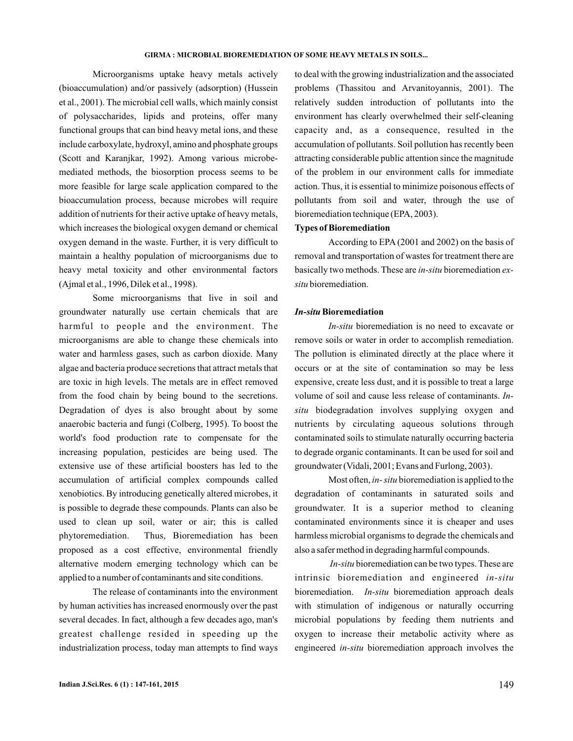Microorganisms uptake heavy metals actively (bioaccumulation) and/or passively (adsorption) (Hussein et al., 2001). The microbial cell walls, which mainly consist of polysaccharides, lipids and proteins, offer many functional groups that can bind heavy metal ions, and these include carboxylate, hydroxyl, amino and phosphate groups (Scott and Karanjkar, 1992). Among various microbe-mediated methods, the biosorption process seems to be more feasible for large scale application compared to the bioaccumulation process, because microbes will require addition of nutrients for their active uptake of heavy metals, which increases the biological oxygen demand or chemical oxygen demand in the waste. Further, it is very difficult to maintain a healthy population of microorganisms due to heavy metal toxicity and other environmental factors (Ajmal et al., 1996, Dilek et al., 1998).

Some microorganisms that live in soil and groundwater naturally use certain chemicals that are harmful to people and the environment. The microorganisms are able to change these chemicals into water and harmless gases, such as carbon dioxide. Many algae and bacteria produce secretions that attract metals that are toxic in high levels. The metals are in effect removed from the food chain by being bound to the secretions. Degradation of dyes is also brought about by some anaerobic bacteria and fungi (Colberg, 1995). To boost the world's food production rate to compensate for the increasing population, pesticides are being used. The extensive use of these artificial boosters has led to the accumulation of artificial complex compounds called xenobiotics. By introducing genetically altered microbes, it is possible to degrade these compounds. Plants can also be used to clean up soil, water or air; this is called phytoremediation. Thus, Bioremediation has been proposed as a cost effective, environmental friendly alternative modern emerging technology which can be applied to a number of contaminants and site conditions.

The release of contaminants into the environment by human activities has increased enormously over the past several decades. In fact, although a few decades ago, man's greatest challenge resided in speeding up the industrialization process, today man attempts to find ways to deal with the growing industrialization and the associated problems (Thassitou and Arvanitoyannis, 2001). The relatively sudden introduction of pollutants into the environment has clearly overwhelmed their self-cleaning capacity and, as a consequence, resulted in the accumulation of pollutants. Soil pollution has recently been attracting considerable public attention since the magnitude of the problem in our environment calls for immediate action. Thus, it is essential to minimize poisonous effects of pollutants from soil and water, through the use of bioremediation technique (EPA, 2003).

**Types of Bioremediation**

According to EPA (2001 and 2002) on the basis of removal and transportation of wastes for treatment there are basically two methods. These are *in-situ* bioremediation *ex-situ* bioremediation.

***In-situ* Bioremediation**

*In-situ* bioremediation is no need to excavate or remove soils or water in order to accomplish remediation. The pollution is eliminated directly at the place where it occurs or at the site of contamination so may be less expensive, create less dust, and it is possible to treat a large volume of soil and cause less release of contaminants. *In-situ* biodegradation involves supplying oxygen and nutrients by circulating aqueous solutions through contaminated soils to stimulate naturally occurring bacteria to degrade organic contaminants. It can be used for soil and groundwater (Vidali, 2001; Evans and Furlong, 2003).

Most often, *in- situ* bioremediation is applied to the degradation of contaminants in saturated soils and groundwater. It is a superior method to cleaning contaminated environments since it is cheaper and uses harmless microbial organisms to degrade the chemicals and also a safer method in degrading harmful compounds.

*In-situ* bioremediation can be two types. These are intrinsic bioremediation and engineered *in-situ* bioremediation. *In-situ* bioremediation approach deals with stimulation of indigenous or naturally occurring microbial populations by feeding them nutrients and oxygen to increase their metabolic activity where as engineered *in-situ* bioremediation approach involves the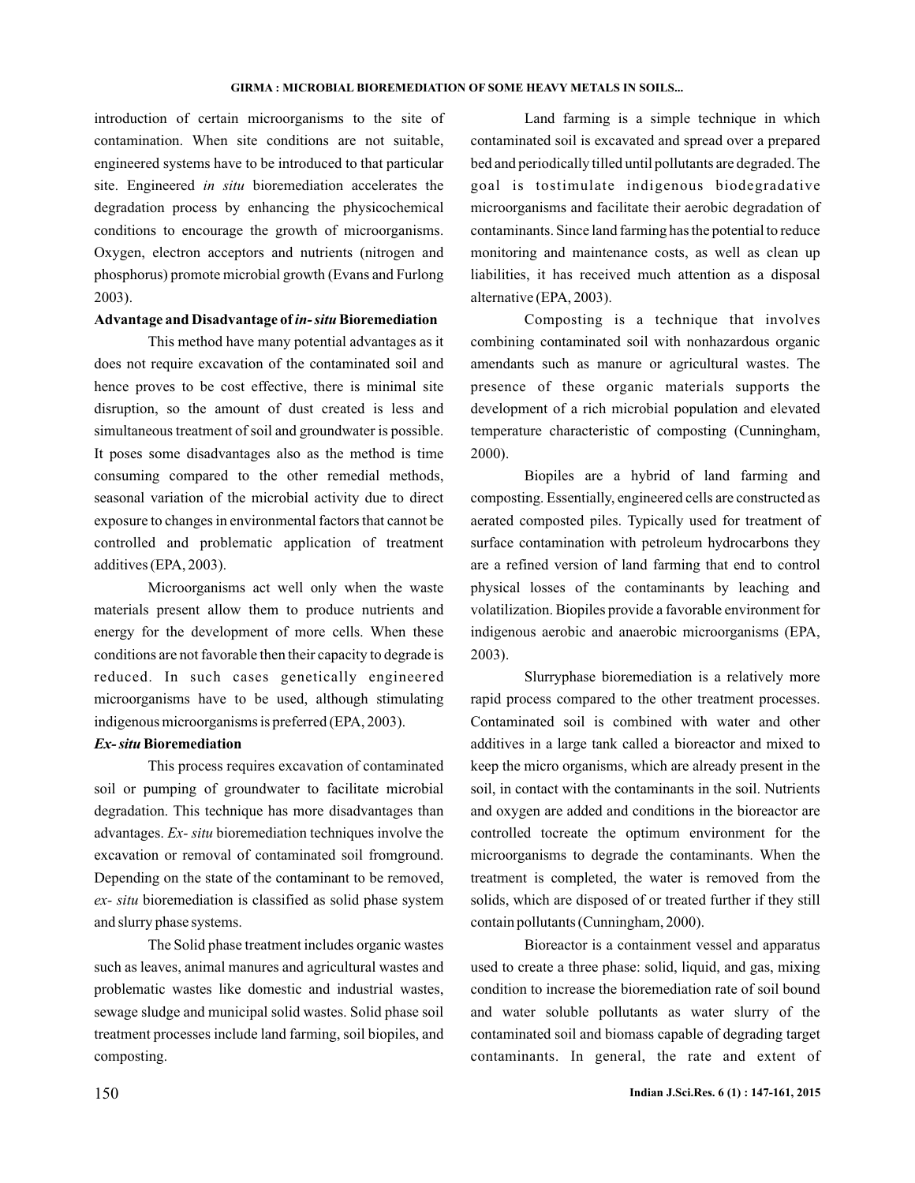introduction of certain microorganisms to the site of contamination. When site conditions are not suitable, engineered systems have to be introduced to that particular site. Engineered *in situ* bioremediation accelerates the degradation process by enhancing the physicochemical conditions to encourage the growth of microorganisms. Oxygen, electron acceptors and nutrients (nitrogen and phosphorus) promote microbial growth (Evans and Furlong 2003).

**Advantage and Disadvantage of *in- situ* Bioremediation**

This method have many potential advantages as it does not require excavation of the contaminated soil and hence proves to be cost effective, there is minimal site disruption, so the amount of dust created is less and simultaneous treatment of soil and groundwater is possible. It poses some disadvantages also as the method is time consuming compared to the other remedial methods, seasonal variation of the microbial activity due to direct exposure to changes in environmental factors that cannot be controlled and problematic application of treatment additives (EPA, 2003).

Microorganisms act well only when the waste materials present allow them to produce nutrients and energy for the development of more cells. When these conditions are not favorable then their capacity to degrade is reduced. In such cases genetically engineered microorganisms have to be used, although stimulating indigenous microorganisms is preferred (EPA, 2003).

***Ex- situ* Bioremediation**

This process requires excavation of contaminated soil or pumping of groundwater to facilitate microbial degradation. This technique has more disadvantages than advantages. *Ex- situ* bioremediation techniques involve the excavation or removal of contaminated soil fromground. Depending on the state of the contaminant to be removed, *ex- situ* bioremediation is classified as solid phase system and slurry phase systems.

The Solid phase treatment includes organic wastes such as leaves, animal manures and agricultural wastes and problematic wastes like domestic and industrial wastes, sewage sludge and municipal solid wastes. Solid phase soil treatment processes include land farming, soil biopiles, and composting.

Land farming is a simple technique in which contaminated soil is excavated and spread over a prepared bed and periodically tilled until pollutants are degraded. The goal is tostimulate indigenous biodegradative microorganisms and facilitate their aerobic degradation of contaminants. Since land farming has the potential to reduce monitoring and maintenance costs, as well as clean up liabilities, it has received much attention as a disposal alternative (EPA, 2003).

Composting is a technique that involves combining contaminated soil with nonhazardous organic amendants such as manure or agricultural wastes. The presence of these organic materials supports the development of a rich microbial population and elevated temperature characteristic of composting (Cunningham, 2000).

Biopiles are a hybrid of land farming and composting. Essentially, engineered cells are constructed as aerated composted piles. Typically used for treatment of surface contamination with petroleum hydrocarbons they are a refined version of land farming that end to control physical losses of the contaminants by leaching and volatilization. Biopiles provide a favorable environment for indigenous aerobic and anaerobic microorganisms (EPA, 2003).

Slurryphase bioremediation is a relatively more rapid process compared to the other treatment processes. Contaminated soil is combined with water and other additives in a large tank called a bioreactor and mixed to keep the micro organisms, which are already present in the soil, in contact with the contaminants in the soil. Nutrients and oxygen are added and conditions in the bioreactor are controlled tocreate the optimum environment for the microorganisms to degrade the contaminants. When the treatment is completed, the water is removed from the solids, which are disposed of or treated further if they still contain pollutants (Cunningham, 2000).

Bioreactor is a containment vessel and apparatus used to create a three phase: solid, liquid, and gas, mixing condition to increase the bioremediation rate of soil bound and water soluble pollutants as water slurry of the contaminated soil and biomass capable of degrading target contaminants. In general, the rate and extent of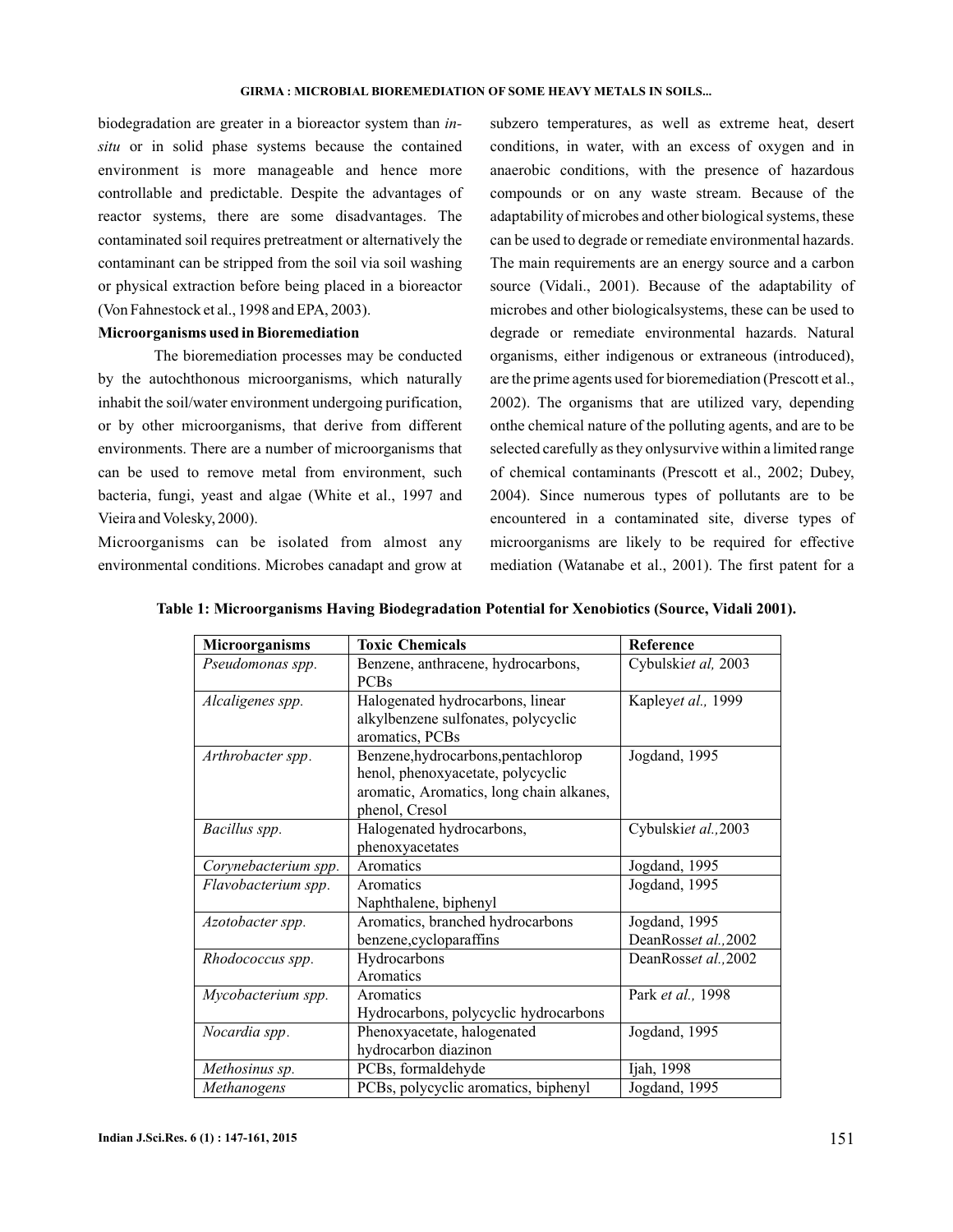biodegradation are greater in a bioreactor system than *in-situ* or in solid phase systems because the contained environment is more manageable and hence more controllable and predictable. Despite the advantages of reactor systems, there are some disadvantages. The contaminated soil requires pretreatment or alternatively the contaminant can be stripped from the soil via soil washing or physical extraction before being placed in a bioreactor (Von Fahnestock et al., 1998 and EPA, 2003).

**Microorganisms used in Bioremediation**

The bioremediation processes may be conducted by the autochthonous microorganisms, which naturally inhabit the soil/water environment undergoing purification, or by other microorganisms, that derive from different environments. There are a number of microorganisms that can be used to remove metal from environment, such bacteria, fungi, yeast and algae (White et al., 1997 and Vieira and Volesky, 2000).

Microorganisms can be isolated from almost any environmental conditions. Microbes canadapt and grow at subzero temperatures, as well as extreme heat, desert conditions, in water, with an excess of oxygen and in anaerobic conditions, with the presence of hazardous compounds or on any waste stream. Because of the adaptability of microbes and other biological systems, these can be used to degrade or remediate environmental hazards. The main requirements are an energy source and a carbon source (Vidali., 2001). Because of the adaptability of microbes and other biologicalsystems, these can be used to degrade or remediate environmental hazards. Natural organisms, either indigenous or extraneous (introduced), are the prime agents used for bioremediation (Prescott et al., 2002). The organisms that are utilized vary, depending onthe chemical nature of the polluting agents, and are to be selected carefully as they onlysurvive within a limited range of chemical contaminants (Prescott et al., 2002; Dubey, 2004). Since numerous types of pollutants are to be encountered in a contaminated site, diverse types of microorganisms are likely to be required for effective mediation (Watanabe et al., 2001). The first patent for a

**Table 1: Microorganisms Having Biodegradation Potential for Xenobiotics (Source, Vidali 2001).**

| Microorganisms | Toxic Chemicals | Reference |
|---|---|---|
| *Pseudomonas spp.* | Benzene, anthracene, hydrocarbons, PCBs | Cybulski*et al,* 2003 |
| *Alcaligenes spp.* | Halogenated hydrocarbons, linear alkylbenzene sulfonates, polycyclic aromatics, PCBs | Kapley*et al.,* 1999 |
| *Arthrobacter spp*. | Benzene,hydrocarbons,pentachloropphenol, phenoxyacetate, polycyclic aromatic, Aromatics, long chain alkanes, phenol, Cresol | Jogdand, 1995 |
| *Bacillus spp.* | Halogenated hydrocarbons, phenoxyacetates | Cybulski*et al.,*2003 |
| *Corynebacterium spp.* | Aromatics | Jogdand, 1995 |
| *Flavobacterium spp.* | Aromatics<br>Naphthalene, biphenyl | Jogdand, 1995 |
| *Azotobacter spp.* | Aromatics, branched hydrocarbons benzene,cycloparaffins | Jogdand, 1995<br>DeanRoss*et al.,*2002 |
| *Rhodococcus spp.* | Hydrocarbons<br>Aromatics | DeanRoss*et al.,*2002 |
| *Mycobacterium spp.* | Aromatics<br>Hydrocarbons, polycyclic hydrocarbons | Park *et al.,* 1998 |
| *Nocardia spp*. | Phenoxyacetate, halogenated hydrocarbon diazinon | Jogdand, 1995 |
| *Methosinus sp.* | PCBs, formaldehyde | Ijah, 1998 |
| *Methanogens* | PCBs, polycyclic aromatics, biphenyl | Jogdand, 1995 |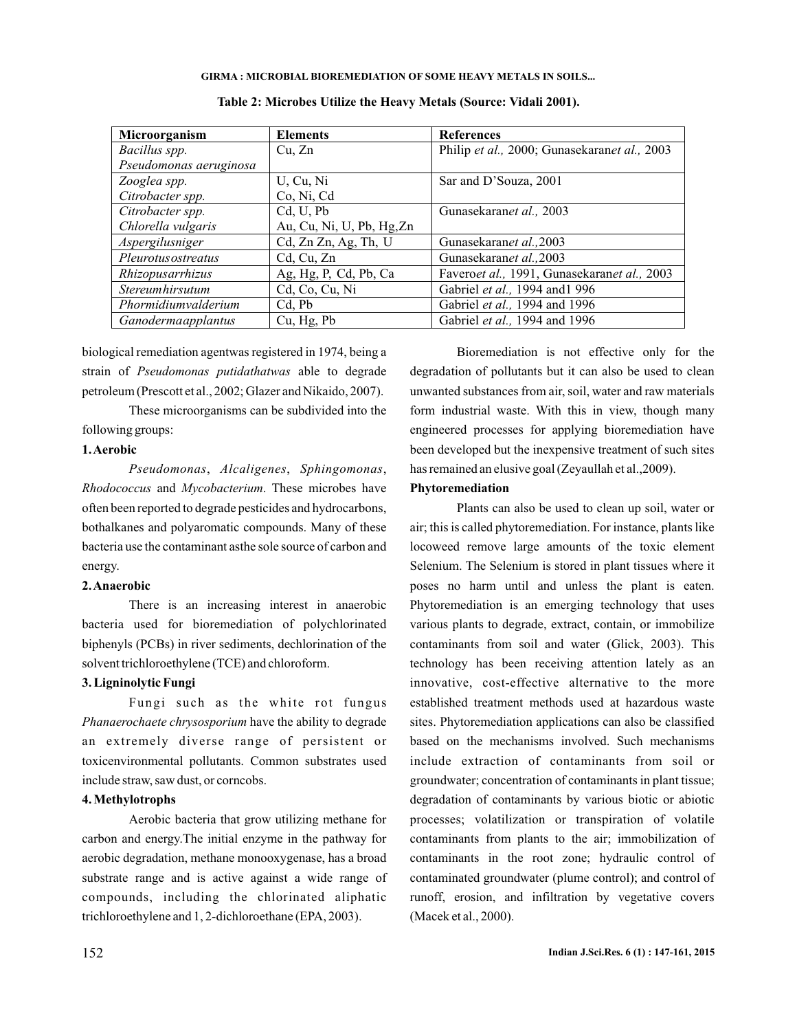**Table 2: Microbes Utilize the Heavy Metals (Source: Vidali 2001).**

| Microorganism | Elements | References |
|---|---|---|
| *Bacillus spp.* *Pseudomonas aeruginosa* | Cu, Zn | Philip *et al.,* 2000; Gunasekaran*et al.,* 2003 |
| *Zooglea spp.* *Citrobacter spp.* | U, Cu, Ni Co, Ni, Cd | Sar and D'Souza, 2001 |
| *Citrobacter spp.* *Chlorella vulgaris* | Cd, U, Pb Au, Cu, Ni, U, Pb, Hg,Zn | Gunasekaran*et al.,* 2003 |
| *Aspergilusniger* | Cd, Zn Zn, Ag, Th, U | Gunasekaran*et al.,*2003 |
| *Pleurotusostreatus* | Cd, Cu, Zn | Gunasekaran*et al.,*2003 |
| *Rhizopusarrhizus* | Ag, Hg, P, Cd, Pb, Ca | Favero*et al.,* 1991, Gunasekaran*et al.,* 2003 |
| *Stereumhirsutum* | Cd, Co, Cu, Ni | Gabriel *et al.,* 1994 and1 996 |
| *Phormidiumvalderium* | Cd, Pb | Gabriel *et al.,* 1994 and 1996 |
| *Ganodermaapplantus* | Cu, Hg, Pb | Gabriel *et al.,* 1994 and 1996 |

biological remediation agentwas registered in 1974, being a strain of *Pseudomonas putidathatwas* able to degrade petroleum (Prescott et al., 2002; Glazer and Nikaido, 2007).

These microorganisms can be subdivided into the following groups:

**1. Aerobic**

*Pseudomonas*, *Alcaligenes*, *Sphingomonas*, *Rhodococcus* and *Mycobacterium*. These microbes have often been reported to degrade pesticides and hydrocarbons, bothalkanes and polyaromatic compounds. Many of these bacteria use the contaminant asthe sole source of carbon and energy.

**2. Anaerobic**

There is an increasing interest in anaerobic bacteria used for bioremediation of polychlorinated biphenyls (PCBs) in river sediments, dechlorination of the solvent trichloroethylene (TCE) and chloroform.

**3. Ligninolytic Fungi**

Fungi such as the white rot fungus *Phanaerochaete chrysosporium* have the ability to degrade an extremely diverse range of persistent or toxicenvironmental pollutants. Common substrates used include straw, saw dust, or corncobs.

**4. Methylotrophs**

Aerobic bacteria that grow utilizing methane for carbon and energy.The initial enzyme in the pathway for aerobic degradation, methane monooxygenase, has a broad substrate range and is active against a wide range of compounds, including the chlorinated aliphatic trichloroethylene and 1, 2-dichloroethane (EPA, 2003).

Bioremediation is not effective only for the degradation of pollutants but it can also be used to clean unwanted substances from air, soil, water and raw materials form industrial waste. With this in view, though many engineered processes for applying bioremediation have been developed but the inexpensive treatment of such sites has remained an elusive goal (Zeyaullah et al.,2009).

**Phytoremediation**

Plants can also be used to clean up soil, water or air; this is called phytoremediation. For instance, plants like locoweed remove large amounts of the toxic element Selenium. The Selenium is stored in plant tissues where it poses no harm until and unless the plant is eaten. Phytoremediation is an emerging technology that uses various plants to degrade, extract, contain, or immobilize contaminants from soil and water (Glick, 2003). This technology has been receiving attention lately as an innovative, cost-effective alternative to the more established treatment methods used at hazardous waste sites. Phytoremediation applications can also be classified based on the mechanisms involved. Such mechanisms include extraction of contaminants from soil or groundwater; concentration of contaminants in plant tissue; degradation of contaminants by various biotic or abiotic processes; volatilization or transpiration of volatile contaminants from plants to the air; immobilization of contaminants in the root zone; hydraulic control of contaminated groundwater (plume control); and control of runoff, erosion, and infiltration by vegetative covers (Macek et al., 2000).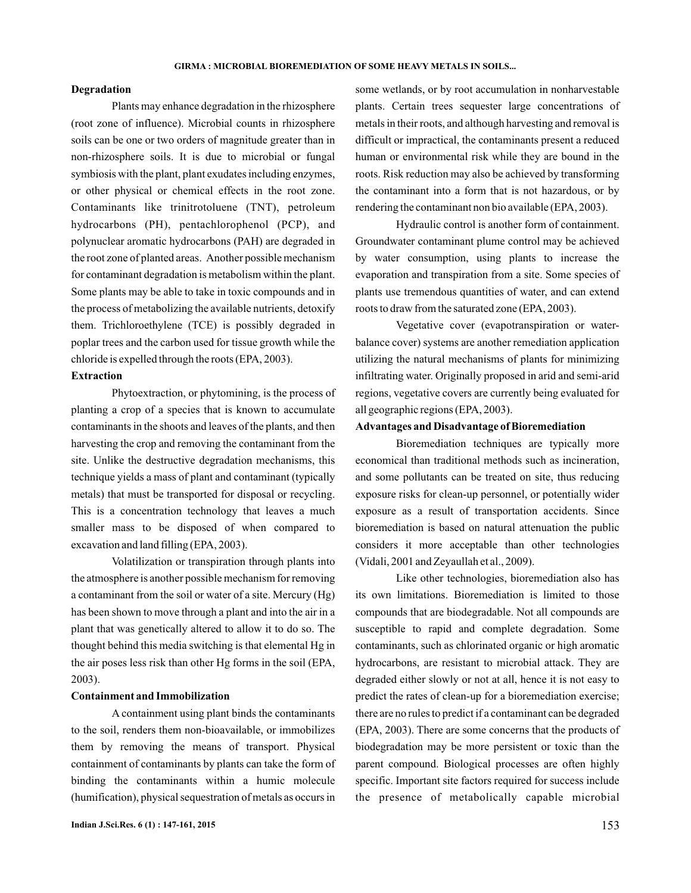**Degradation**

Plants may enhance degradation in the rhizosphere (root zone of influence). Microbial counts in rhizosphere soils can be one or two orders of magnitude greater than in non-rhizosphere soils. It is due to microbial or fungal symbiosis with the plant, plant exudates including enzymes, or other physical or chemical effects in the root zone. Contaminants like trinitrotoluene (TNT), petroleum hydrocarbons (PH), pentachlorophenol (PCP), and polynuclear aromatic hydrocarbons (PAH) are degraded in the root zone of planted areas. Another possible mechanism for contaminant degradation is metabolism within the plant. Some plants may be able to take in toxic compounds and in the process of metabolizing the available nutrients, detoxify them. Trichloroethylene (TCE) is possibly degraded in poplar trees and the carbon used for tissue growth while the chloride is expelled through the roots (EPA, 2003).

**Extraction**

Phytoextraction, or phytomining, is the process of planting a crop of a species that is known to accumulate contaminants in the shoots and leaves of the plants, and then harvesting the crop and removing the contaminant from the site. Unlike the destructive degradation mechanisms, this technique yields a mass of plant and contaminant (typically metals) that must be transported for disposal or recycling. This is a concentration technology that leaves a much smaller mass to be disposed of when compared to excavation and land filling (EPA, 2003).

Volatilization or transpiration through plants into the atmosphere is another possible mechanism for removing a contaminant from the soil or water of a site. Mercury (Hg) has been shown to move through a plant and into the air in a plant that was genetically altered to allow it to do so. The thought behind this media switching is that elemental Hg in the air poses less risk than other Hg forms in the soil (EPA, 2003).

**Containment and Immobilization**

A containment using plant binds the contaminants to the soil, renders them non-bioavailable, or immobilizes them by removing the means of transport. Physical containment of contaminants by plants can take the form of binding the contaminants within a humic molecule (humification), physical sequestration of metals as occurs in some wetlands, or by root accumulation in nonharvestable plants. Certain trees sequester large concentrations of metals in their roots, and although harvesting and removal is difficult or impractical, the contaminants present a reduced human or environmental risk while they are bound in the roots. Risk reduction may also be achieved by transforming the contaminant into a form that is not hazardous, or by rendering the contaminant non bio available (EPA, 2003).

Hydraulic control is another form of containment. Groundwater contaminant plume control may be achieved by water consumption, using plants to increase the evaporation and transpiration from a site. Some species of plants use tremendous quantities of water, and can extend roots to draw from the saturated zone (EPA, 2003).

Vegetative cover (evapotranspiration or water-balance cover) systems are another remediation application utilizing the natural mechanisms of plants for minimizing infiltrating water. Originally proposed in arid and semi-arid regions, vegetative covers are currently being evaluated for all geographic regions (EPA, 2003).

**Advantages and Disadvantage of Bioremediation**

Bioremediation techniques are typically more economical than traditional methods such as incineration, and some pollutants can be treated on site, thus reducing exposure risks for clean-up personnel, or potentially wider exposure as a result of transportation accidents. Since bioremediation is based on natural attenuation the public considers it more acceptable than other technologies (Vidali, 2001 and Zeyaullah et al., 2009).

Like other technologies, bioremediation also has its own limitations. Bioremediation is limited to those compounds that are biodegradable. Not all compounds are susceptible to rapid and complete degradation. Some contaminants, such as chlorinated organic or high aromatic hydrocarbons, are resistant to microbial attack. They are degraded either slowly or not at all, hence it is not easy to predict the rates of clean-up for a bioremediation exercise; there are no rules to predict if a contaminant can be degraded (EPA, 2003). There are some concerns that the products of biodegradation may be more persistent or toxic than the parent compound. Biological processes are often highly specific. Important site factors required for success include the presence of metabolically capable microbial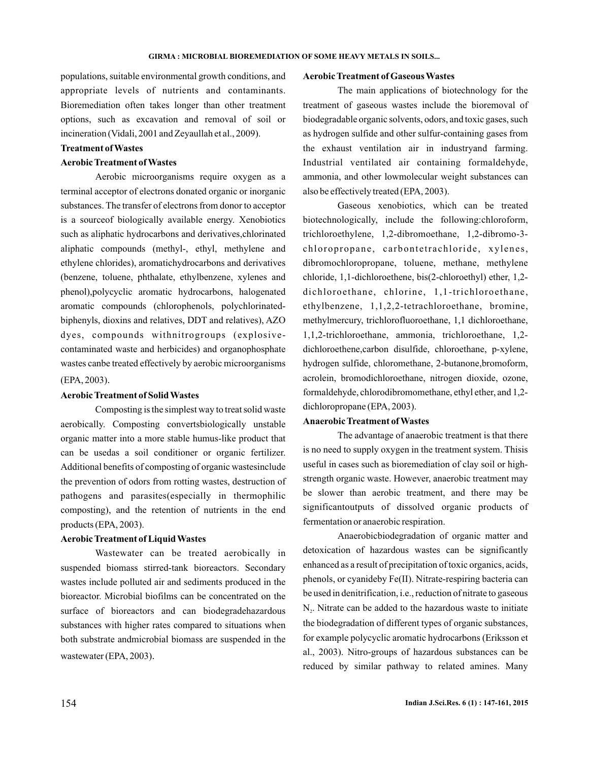populations, suitable environmental growth conditions, and appropriate levels of nutrients and contaminants. Bioremediation often takes longer than other treatment options, such as excavation and removal of soil or incineration (Vidali, 2001 and Zeyaullah et al., 2009).

### Treatment of Wastes

#### Aerobic Treatment of Wastes

Aerobic microorganisms require oxygen as a terminal acceptor of electrons donated organic or inorganic substances. The transfer of electrons from donor to acceptor is a sourceof biologically available energy. Xenobiotics such as aliphatic hydrocarbons and derivatives,chlorinated aliphatic compounds (methyl-, ethyl, methylene and ethylene chlorides), aromatichydrocarbons and derivatives (benzene, toluene, phthalate, ethylbenzene, xylenes and phenol),polycyclic aromatic hydrocarbons, halogenated aromatic compounds (chlorophenols, polychlorinatedbiphenyls, dioxins and relatives, DDT and relatives), AZO dyes, compounds withnitrogroups (explosive-contaminated waste and herbicides) and organophosphate wastes canbe treated effectively by aerobic microorganisms (EPA, 2003).

#### Aerobic Treatment of Solid Wastes

Composting is the simplest way to treat solid waste aerobically. Composting convertsbiologically unstable organic matter into a more stable humus-like product that can be usedas a soil conditioner or organic fertilizer. Additional benefits of composting of organic wastesinclude the prevention of odors from rotting wastes, destruction of pathogens and parasites(especially in thermophilic composting), and the retention of nutrients in the end products (EPA, 2003).

#### Aerobic Treatment of Liquid Wastes

Wastewater can be treated aerobically in suspended biomass stirred-tank bioreactors. Secondary wastes include polluted air and sediments produced in the bioreactor. Microbial biofilms can be concentrated on the surface of bioreactors and can biodegradehazardous substances with higher rates compared to situations when both substrate andmicrobial biomass are suspended in the wastewater (EPA, 2003).

#### Aerobic Treatment of Gaseous Wastes

The main applications of biotechnology for the treatment of gaseous wastes include the bioremoval of biodegradable organic solvents, odors, and toxic gases, such as hydrogen sulfide and other sulfur-containing gases from the exhaust ventilation air in industryand farming. Industrial ventilated air containing formaldehyde, ammonia, and other lowmolecular weight substances can also be effectively treated (EPA, 2003).

Gaseous xenobiotics, which can be treated biotechnologically, include the following:chloroform, trichloroethylene, 1,2-dibromoethane, 1,2-dibromo-3-chloropropane, carbontetrachloride, xylenes, dibromochloropropane, toluene, methane, methylene chloride, 1,1-dichloroethene, bis(2-chloroethyl) ether, 1,2-dichloroethane, chlorine, 1,1-trichloroethane, ethylbenzene, 1,1,2,2-tetrachloroethane, bromine, methylmercury, trichlorofluoroethane, 1,1 dichloroethane, 1,1,2-trichloroethane, ammonia, trichloroethane, 1,2-dichloroethene,carbon disulfide, chloroethane, p-xylene, hydrogen sulfide, chloromethane, 2-butanone,bromoform, acrolein, bromodichloroethane, nitrogen dioxide, ozone, formaldehyde, chlorodibromomethane, ethyl ether, and 1,2-dichloropropane (EPA, 2003).

#### Anaerobic Treatment of Wastes

The advantage of anaerobic treatment is that there is no need to supply oxygen in the treatment system. Thisis useful in cases such as bioremediation of clay soil or high-strength organic waste. However, anaerobic treatment may be slower than aerobic treatment, and there may be significantoutputs of dissolved organic products of fermentation or anaerobic respiration.

Anaerobicbiodegradation of organic matter and detoxication of hazardous wastes can be significantly enhanced as a result of precipitation of toxic organics, acids, phenols, or cyanideby Fe(II). Nitrate-respiring bacteria can be used in denitrification, i.e., reduction of nitrate to gaseous $N_2$. Nitrate can be added to the hazardous waste to initiate the biodegradation of different types of organic substances, for example polycyclic aromatic hydrocarbons (Eriksson et al., 2003). Nitro-groups of hazardous substances can be reduced by similar pathway to related amines. Many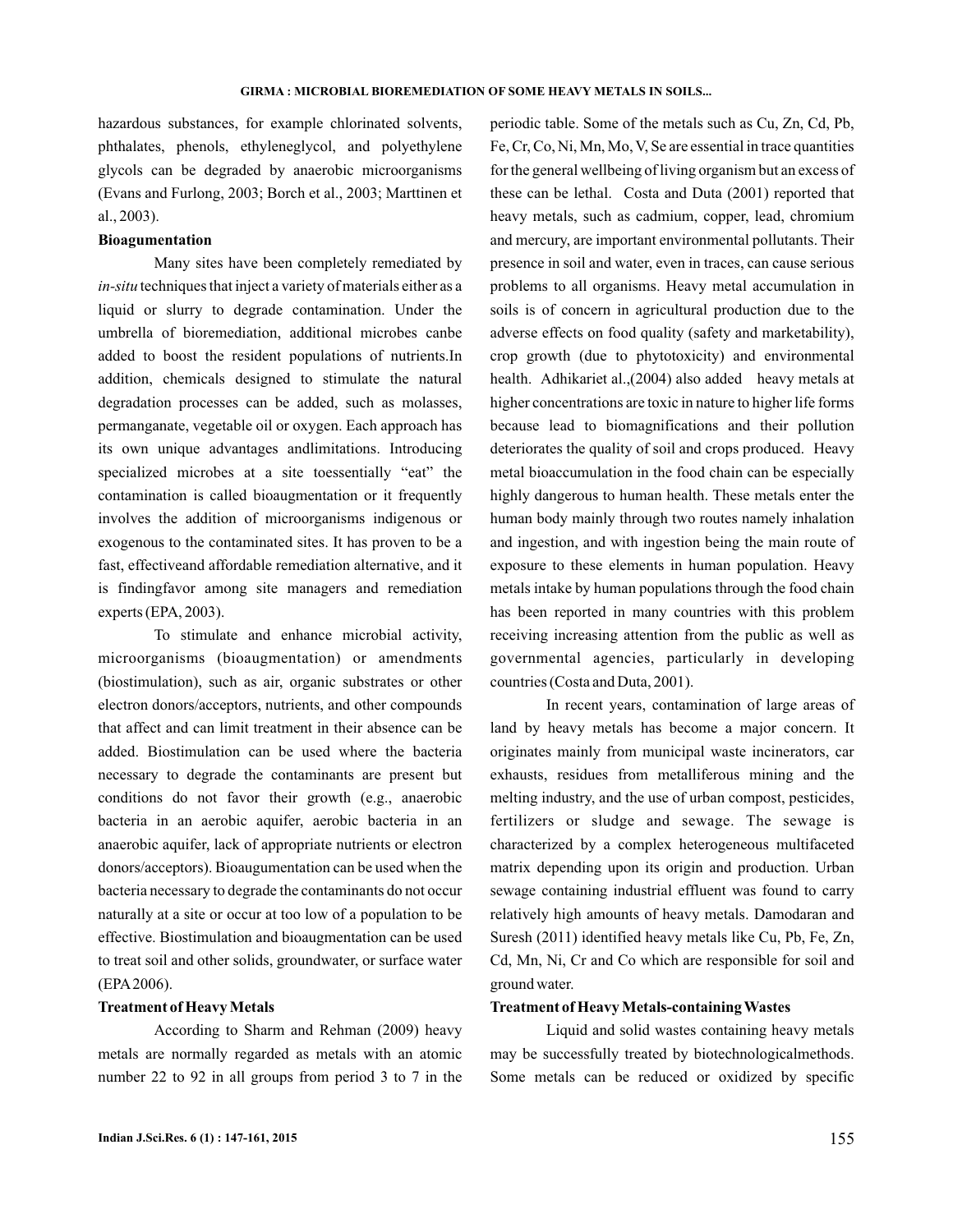hazardous substances, for example chlorinated solvents, phthalates, phenols, ethyleneglycol, and polyethylene glycols can be degraded by anaerobic microorganisms (Evans and Furlong, 2003; Borch et al., 2003; Marttinen et al., 2003).

### Bioagumentation

Many sites have been completely remediated by *in-situ* techniques that inject a variety of materials either as a liquid or slurry to degrade contamination. Under the umbrella of bioremediation, additional microbes canbe added to boost the resident populations of nutrients.In addition, chemicals designed to stimulate the natural degradation processes can be added, such as molasses, permanganate, vegetable oil or oxygen. Each approach has its own unique advantages andlimitations. Introducing specialized microbes at a site toessentially "eat" the contamination is called bioaugmentation or it frequently involves the addition of microorganisms indigenous or exogenous to the contaminated sites. It has proven to be a fast, effectiveand affordable remediation alternative, and it is findingfavor among site managers and remediation experts (EPA, 2003).

To stimulate and enhance microbial activity, microorganisms (bioaugmentation) or amendments (biostimulation), such as air, organic substrates or other electron donors/acceptors, nutrients, and other compounds that affect and can limit treatment in their absence can be added. Biostimulation can be used where the bacteria necessary to degrade the contaminants are present but conditions do not favor their growth (e.g., anaerobic bacteria in an aerobic aquifer, aerobic bacteria in an anaerobic aquifer, lack of appropriate nutrients or electron donors/acceptors). Bioaugmentation can be used when the bacteria necessary to degrade the contaminants do not occur naturally at a site or occur at too low of a population to be effective. Biostimulation and bioaugmentation can be used to treat soil and other solids, groundwater, or surface water (EPA 2006).

### Treatment of Heavy Metals

According to Sharm and Rehman (2009) heavy metals are normally regarded as metals with an atomic number 22 to 92 in all groups from period 3 to 7 in the periodic table. Some of the metals such as Cu, Zn, Cd, Pb, Fe, Cr, Co, Ni, Mn, Mo, V, Se are essential in trace quantities for the general wellbeing of living organism but an excess of these can be lethal. Costa and Duta (2001) reported that heavy metals, such as cadmium, copper, lead, chromium and mercury, are important environmental pollutants. Their presence in soil and water, even in traces, can cause serious problems to all organisms. Heavy metal accumulation in soils is of concern in agricultural production due to the adverse effects on food quality (safety and marketability), crop growth (due to phytotoxicity) and environmental health. Adhikariet al.,(2004) also added heavy metals at higher concentrations are toxic in nature to higher life forms because lead to biomagnifications and their pollution deteriorates the quality of soil and crops produced. Heavy metal bioaccumulation in the food chain can be especially highly dangerous to human health. These metals enter the human body mainly through two routes namely inhalation and ingestion, and with ingestion being the main route of exposure to these elements in human population. Heavy metals intake by human populations through the food chain has been reported in many countries with this problem receiving increasing attention from the public as well as governmental agencies, particularly in developing countries (Costa and Duta, 2001).

In recent years, contamination of large areas of land by heavy metals has become a major concern. It originates mainly from municipal waste incinerators, car exhausts, residues from metalliferous mining and the melting industry, and the use of urban compost, pesticides, fertilizers or sludge and sewage. The sewage is characterized by a complex heterogeneous multifaceted matrix depending upon its origin and production. Urban sewage containing industrial effluent was found to carry relatively high amounts of heavy metals. Damodaran and Suresh (2011) identified heavy metals like Cu, Pb, Fe, Zn, Cd, Mn, Ni, Cr and Co which are responsible for soil and ground water.

### Treatment of Heavy Metals-containing Wastes

Liquid and solid wastes containing heavy metals may be successfully treated by biotechnologicalmethods. Some metals can be reduced or oxidized by specific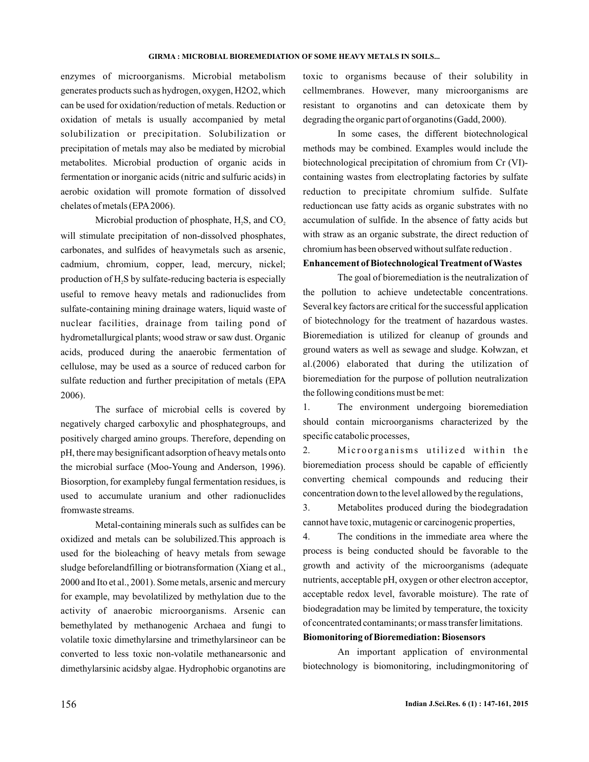enzymes of microorganisms. Microbial metabolism generates products such as hydrogen, oxygen, H2O2, which can be used for oxidation/reduction of metals. Reduction or oxidation of metals is usually accompanied by metal solubilization or precipitation. Solubilization or precipitation of metals may also be mediated by microbial metabolites. Microbial production of organic acids in fermentation or inorganic acids (nitric and sulfuric acids) in aerobic oxidation will promote formation of dissolved chelates of metals (EPA 2006).

Microbial production of phosphate, $H_2S$, and $CO_2$ will stimulate precipitation of non-dissolved phosphates, carbonates, and sulfides of heavymetals such as arsenic, cadmium, chromium, copper, lead, mercury, nickel; production of $H_2S$ by sulfate-reducing bacteria is especially useful to remove heavy metals and radionuclides from sulfate-containing mining drainage waters, liquid waste of nuclear facilities, drainage from tailing pond of hydrometallurgical plants; wood straw or saw dust. Organic acids, produced during the anaerobic fermentation of cellulose, may be used as a source of reduced carbon for sulfate reduction and further precipitation of metals (EPA 2006).

The surface of microbial cells is covered by negatively charged carboxylic and phosphategroups, and positively charged amino groups. Therefore, depending on pH, there may besignificant adsorption of heavy metals onto the microbial surface (Moo-Young and Anderson, 1996). Biosorption, for exampleby fungal fermentation residues, is used to accumulate uranium and other radionuclides fromwaste streams.

Metal-containing minerals such as sulfides can be oxidized and metals can be solubilized.This approach is used for the bioleaching of heavy metals from sewage sludge beforelandfilling or biotransformation (Xiang et al., 2000 and Ito et al., 2001). Some metals, arsenic and mercury for example, may bevolatilized by methylation due to the activity of anaerobic microorganisms. Arsenic can bemethylated by methanogenic Archaea and fungi to volatile toxic dimethylarsine and trimethylarsineor can be converted to less toxic non-volatile methanearsonic and dimethylarsinic acidsby algae. Hydrophobic organotins are toxic to organisms because of their solubility in cellmembranes. However, many microorganisms are resistant to organotins and can detoxicate them by degrading the organic part of organotins (Gadd, 2000).

In some cases, the different biotechnological methods may be combined. Examples would include the biotechnological precipitation of chromium from Cr (VI)-containing wastes from electroplating factories by sulfate reduction to precipitate chromium sulfide. Sulfate reductioncan use fatty acids as organic substrates with no accumulation of sulfide. In the absence of fatty acids but with straw as an organic substrate, the direct reduction of chromium has been observed without sulfate reduction .

**Enhancement of Biotechnological Treatment of Wastes**

The goal of bioremediation is the neutralization of the pollution to achieve undetectable concentrations. Several key factors are critical for the successful application of biotechnology for the treatment of hazardous wastes. Bioremediation is utilized for cleanup of grounds and ground waters as well as sewage and sludge. Kołwzan, et al.(2006) elaborated that during the utilization of bioremediation for the purpose of pollution neutralization the following conditions must be met:

1. The environment undergoing bioremediation should contain microorganisms characterized by the specific catabolic processes,
2. Microorganisms utilized within the bioremediation process should be capable of efficiently converting chemical compounds and reducing their concentration down to the level allowed by the regulations,
3. Metabolites produced during the biodegradation cannot have toxic, mutagenic or carcinogenic properties,
4. The conditions in the immediate area where the process is being conducted should be favorable to the growth and activity of the microorganisms (adequate nutrients, acceptable pH, oxygen or other electron acceptor, acceptable redox level, favorable moisture). The rate of biodegradation may be limited by temperature, the toxicity of concentrated contaminants; or mass transfer limitations.

**Biomonitoring of Bioremediation: Biosensors**

An important application of environmental biotechnology is biomonitoring, includingmonitoring of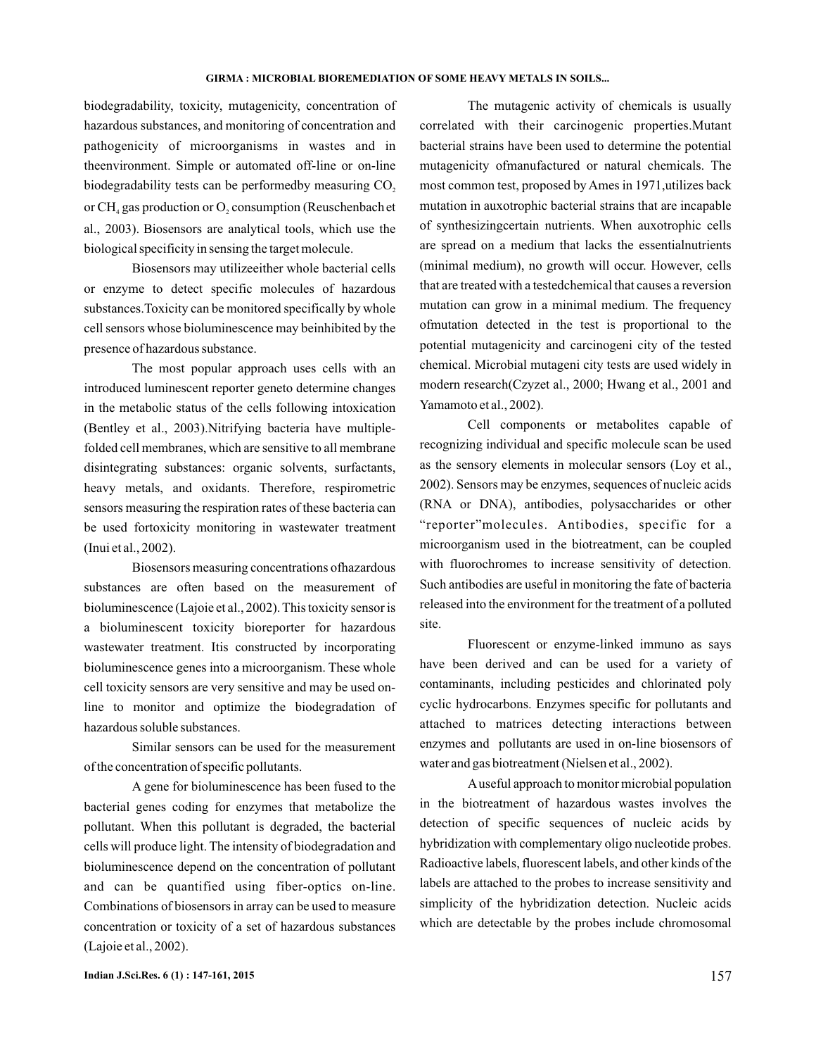biodegradability, toxicity, mutagenicity, concentration of hazardous substances, and monitoring of concentration and pathogenicity of microorganisms in wastes and in theenvironment. Simple or automated off-line or on-line biodegradability tests can be performedby measuring $CO_2$ or $CH_4$ gas production or $O_2$ consumption (Reuschenbach et al., 2003). Biosensors are analytical tools, which use the biological specificity in sensing the target molecule.

Biosensors may utilizeeither whole bacterial cells or enzyme to detect specific molecules of hazardous substances.Toxicity can be monitored specifically by whole cell sensors whose bioluminescence may beinhibited by the presence of hazardous substance.

The most popular approach uses cells with an introduced luminescent reporter geneto determine changes in the metabolic status of the cells following intoxication (Bentley et al., 2003).Nitrifying bacteria have multiple-folded cell membranes, which are sensitive to all membrane disintegrating substances: organic solvents, surfactants, heavy metals, and oxidants. Therefore, respirometric sensors measuring the respiration rates of these bacteria can be used fortoxicity monitoring in wastewater treatment (Inui et al., 2002).

Biosensors measuring concentrations ofhazardous substances are often based on the measurement of bioluminescence (Lajoie et al., 2002). This toxicity sensor is a bioluminescent toxicity bioreporter for hazardous wastewater treatment. Itis constructed by incorporating bioluminescence genes into a microorganism. These whole cell toxicity sensors are very sensitive and may be used on-line to monitor and optimize the biodegradation of hazardous soluble substances.

Similar sensors can be used for the measurement of the concentration of specific pollutants.

A gene for bioluminescence has been fused to the bacterial genes coding for enzymes that metabolize the pollutant. When this pollutant is degraded, the bacterial cells will produce light. The intensity of biodegradation and bioluminescence depend on the concentration of pollutant and can be quantified using fiber-optics on-line. Combinations of biosensors in array can be used to measure concentration or toxicity of a set of hazardous substances (Lajoie et al., 2002).

The mutagenic activity of chemicals is usually correlated with their carcinogenic properties.Mutant bacterial strains have been used to determine the potential mutagenicity ofmanufactured or natural chemicals. The most common test, proposed by Ames in 1971,utilizes back mutation in auxotrophic bacterial strains that are incapable of synthesizingcertain nutrients. When auxotrophic cells are spread on a medium that lacks the essentialnutrients (minimal medium), no growth will occur. However, cells that are treated with a testedchemical that causes a reversion mutation can grow in a minimal medium. The frequency ofmutation detected in the test is proportional to the potential mutagenicity and carcinogeni city of the tested chemical. Microbial mutageni city tests are used widely in modern research(Czyzet al., 2000; Hwang et al., 2001 and Yamamoto et al., 2002).

Cell components or metabolites capable of recognizing individual and specific molecule scan be used as the sensory elements in molecular sensors (Loy et al., 2002). Sensors may be enzymes, sequences of nucleic acids (RNA or DNA), antibodies, polysaccharides or other "reporter"molecules. Antibodies, specific for a microorganism used in the biotreatment, can be coupled with fluorochromes to increase sensitivity of detection. Such antibodies are useful in monitoring the fate of bacteria released into the environment for the treatment of a polluted site.

Fluorescent or enzyme-linked immuno as says have been derived and can be used for a variety of contaminants, including pesticides and chlorinated poly cyclic hydrocarbons. Enzymes specific for pollutants and attached to matrices detecting interactions between enzymes and pollutants are used in on-line biosensors of water and gas biotreatment (Nielsen et al., 2002).

A useful approach to monitor microbial population in the biotreatment of hazardous wastes involves the detection of specific sequences of nucleic acids by hybridization with complementary oligo nucleotide probes. Radioactive labels, fluorescent labels, and other kinds of the labels are attached to the probes to increase sensitivity and simplicity of the hybridization detection. Nucleic acids which are detectable by the probes include chromosomal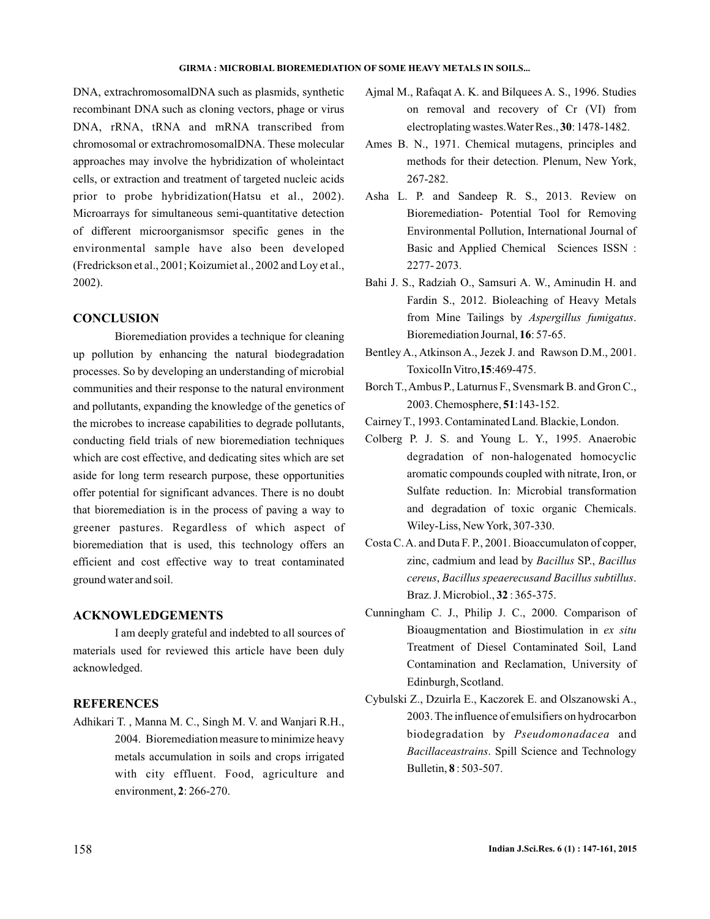DNA, extrachromosomalDNA such as plasmids, synthetic recombinant DNA such as cloning vectors, phage or virus DNA, rRNA, tRNA and mRNA transcribed from chromosomal or extrachromosomalDNA. These molecular approaches may involve the hybridization of wholeintact cells, or extraction and treatment of targeted nucleic acids prior to probe hybridization(Hatsu et al., 2002). Microarrays for simultaneous semi-quantitative detection of different microorganismsor specific genes in the environmental sample have also been developed (Fredrickson et al., 2001; Koizumiet al., 2002 and Loy et al., 2002).

## CONCLUSION

Bioremediation provides a technique for cleaning up pollution by enhancing the natural biodegradation processes. So by developing an understanding of microbial communities and their response to the natural environment and pollutants, expanding the knowledge of the genetics of the microbes to increase capabilities to degrade pollutants, conducting field trials of new bioremediation techniques which are cost effective, and dedicating sites which are set aside for long term research purpose, these opportunities offer potential for significant advances. There is no doubt that bioremediation is in the process of paving a way to greener pastures. Regardless of which aspect of bioremediation that is used, this technology offers an efficient and cost effective way to treat contaminated ground water and soil.

## ACKNOWLEDGEMENTS

I am deeply grateful and indebted to all sources of materials used for reviewed this article have been duly acknowledged.

## REFERENCES

Adhikari T. , Manna M. C., Singh M. V. and Wanjari R.H., 2004. Bioremediation measure to minimize heavy metals accumulation in soils and crops irrigated with city effluent. Food, agriculture and environment, **2**: 266-270.

Ajmal M., Rafaqat A. K. and Bilquees A. S., 1996. Studies on removal and recovery of Cr (VI) from electroplating wastes.Water Res., **30**: 1478-1482.

Ames B. N., 1971. Chemical mutagens, principles and methods for their detection. Plenum, New York, 267-282.

Asha L. P. and Sandeep R. S., 2013. Review on Bioremediation- Potential Tool for Removing Environmental Pollution, International Journal of Basic and Applied Chemical Sciences ISSN : 2277- 2073.

Bahi J. S., Radziah O., Samsuri A. W., Aminudin H. and Fardin S., 2012. Bioleaching of Heavy Metals from Mine Tailings by *Aspergillus fumigatus*. Bioremediation Journal, **16**: 57-65.

Bentley A., Atkinson A., Jezek J. and Rawson D.M., 2001. ToxicolIn Vitro,**15**:469-475.

Borch T., Ambus P., Laturnus F., Svensmark B. and Gron C., 2003. Chemosphere, **51**:143-152.

Cairney T., 1993. Contaminated Land. Blackie, London.

Colberg P. J. S. and Young L. Y., 1995. Anaerobic degradation of non-halogenated homocyclic aromatic compounds coupled with nitrate, Iron, or Sulfate reduction. In: Microbial transformation and degradation of toxic organic Chemicals. Wiley-Liss, New York, 307-330.

Costa C. A. and Duta F. P., 2001. Bioaccumulaton of copper, zinc, cadmium and lead by *Bacillus* SP., *Bacillus cereus*, *Bacillus speaerecusand Bacillus subtillus*. Braz. J. Microbiol., **32** : 365-375.

Cunningham C. J., Philip J. C., 2000. Comparison of Bioaugmentation and Biostimulation in *ex situ* Treatment of Diesel Contaminated Soil, Land Contamination and Reclamation, University of Edinburgh, Scotland.

Cybulski Z., Dzuirla E., Kaczorek E. and Olszanowski A., 2003. The influence of emulsifiers on hydrocarbon biodegradation by *Pseudomonadacea* and *Bacillaceastrains*. Spill Science and Technology Bulletin, **8** : 503-507.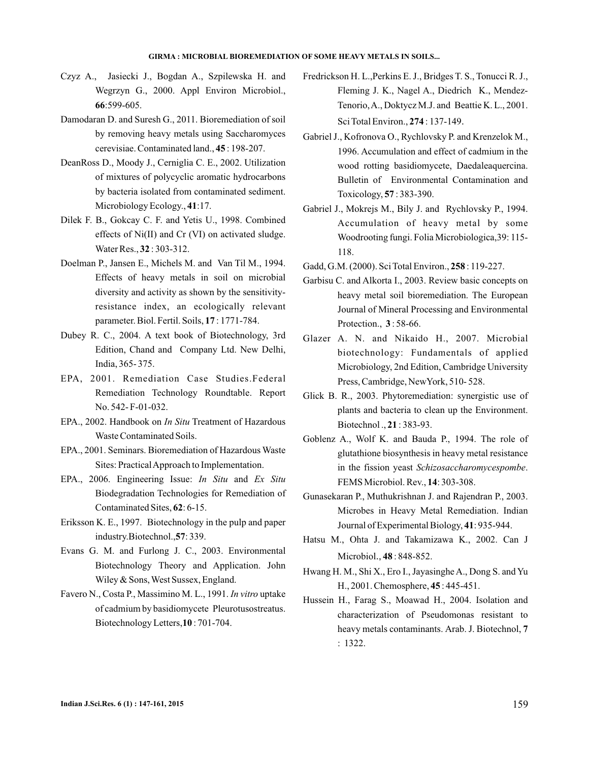Czyz A., Jasiecki J., Bogdan A., Szpilewska H. and Wegrzyn G., 2000. Appl Environ Microbiol., **66**:599-605.

Damodaran D. and Suresh G., 2011. Bioremediation of soil by removing heavy metals using Saccharomyces cerevisiae. Contaminated land., **45** : 198-207.

DeanRoss D., Moody J., Cerniglia C. E., 2002. Utilization of mixtures of polycyclic aromatic hydrocarbons by bacteria isolated from contaminated sediment. Microbiology Ecology., **41**:17.

Dilek F. B., Gokcay C. F. and Yetis U., 1998. Combined effects of Ni(II) and Cr (VI) on activated sludge. Water Res., **32** : 303-312.

Doelman P., Jansen E., Michels M. and Van Til M., 1994. Effects of heavy metals in soil on microbial diversity and activity as shown by the sensitivity-resistance index, an ecologically relevant parameter. Biol. Fertil. Soils, **17** : 1771-784.

Dubey R. C., 2004. A text book of Biotechnology, 3rd Edition, Chand and Company Ltd. New Delhi, India, 365- 375.

EPA, 2001. Remediation Case Studies.Federal Remediation Technology Roundtable. Report No. 542- F-01-032.

EPA., 2002. Handbook on *In Situ* Treatment of Hazardous Waste Contaminated Soils.

EPA., 2001. Seminars. Bioremediation of Hazardous Waste Sites: Practical Approach to Implementation.

EPA., 2006. Engineering Issue: *In Situ* and *Ex Situ* Biodegradation Technologies for Remediation of Contaminated Sites, **62**: 6-15.

Eriksson K. E., 1997. Biotechnology in the pulp and paper industry.Biotechnol.,**57**: 339.

Evans G. M. and Furlong J. C., 2003. Environmental Biotechnology Theory and Application. John Wiley & Sons, West Sussex, England.

Favero N., Costa P., Massimino M. L., 1991. *In vitro* uptake of cadmium by basidiomycete Pleurotusostreatus. Biotechnology Letters,**10** : 701-704.

Fredrickson H. L.,Perkins E. J., Bridges T. S., Tonucci R. J., Fleming J. K., Nagel A., Diedrich K., Mendez-Tenorio, A., Doktycz M.J. and Beattie K. L., 2001. Sci Total Environ., **274** : 137-149.

Gabriel J., Kofronova O., Rychlovsky P. and Krenzelok M., 1996. Accumulation and effect of cadmium in the wood rotting basidiomycete, Daedaleaquercina. Bulletin of Environmental Contamination and Toxicology, **57** : 383-390.

Gabriel J., Mokrejs M., Bily J. and Rychlovsky P., 1994. Accumulation of heavy metal by some Woodrooting fungi. Folia Microbiologica,39: 115-118.

Gadd, G.M. (2000). Sci Total Environ., **258** : 119-227.

Garbisu C. and Alkorta I., 2003. Review basic concepts on heavy metal soil bioremediation. The European Journal of Mineral Processing and Environmental Protection., **3** : 58-66.

Glazer A. N. and Nikaido H., 2007. Microbial biotechnology: Fundamentals of applied Microbiology, 2nd Edition, Cambridge University Press, Cambridge, NewYork, 510- 528.

Glick B. R., 2003. Phytoremediation: synergistic use of plants and bacteria to clean up the Environment. Biotechnol ., **21** : 383-93.

Goblenz A., Wolf K. and Bauda P., 1994. The role of glutathione biosynthesis in heavy metal resistance in the fission yeast *Schizosaccharomycespombe*. FEMS Microbiol. Rev., **14**: 303-308.

Gunasekaran P., Muthukrishnan J. and Rajendran P., 2003. Microbes in Heavy Metal Remediation. Indian Journal of Experimental Biology, **41**: 935-944.

Hatsu M., Ohta J. and Takamizawa K., 2002. Can J Microbiol., **48** : 848-852.

Hwang H. M., Shi X., Ero I., Jayasinghe A., Dong S. and Yu H., 2001. Chemosphere, **45** : 445-451.

Hussein H., Farag S., Moawad H., 2004. Isolation and characterization of Pseudomonas resistant to heavy metals contaminants. Arab. J. Biotechnol, **7** : 1322.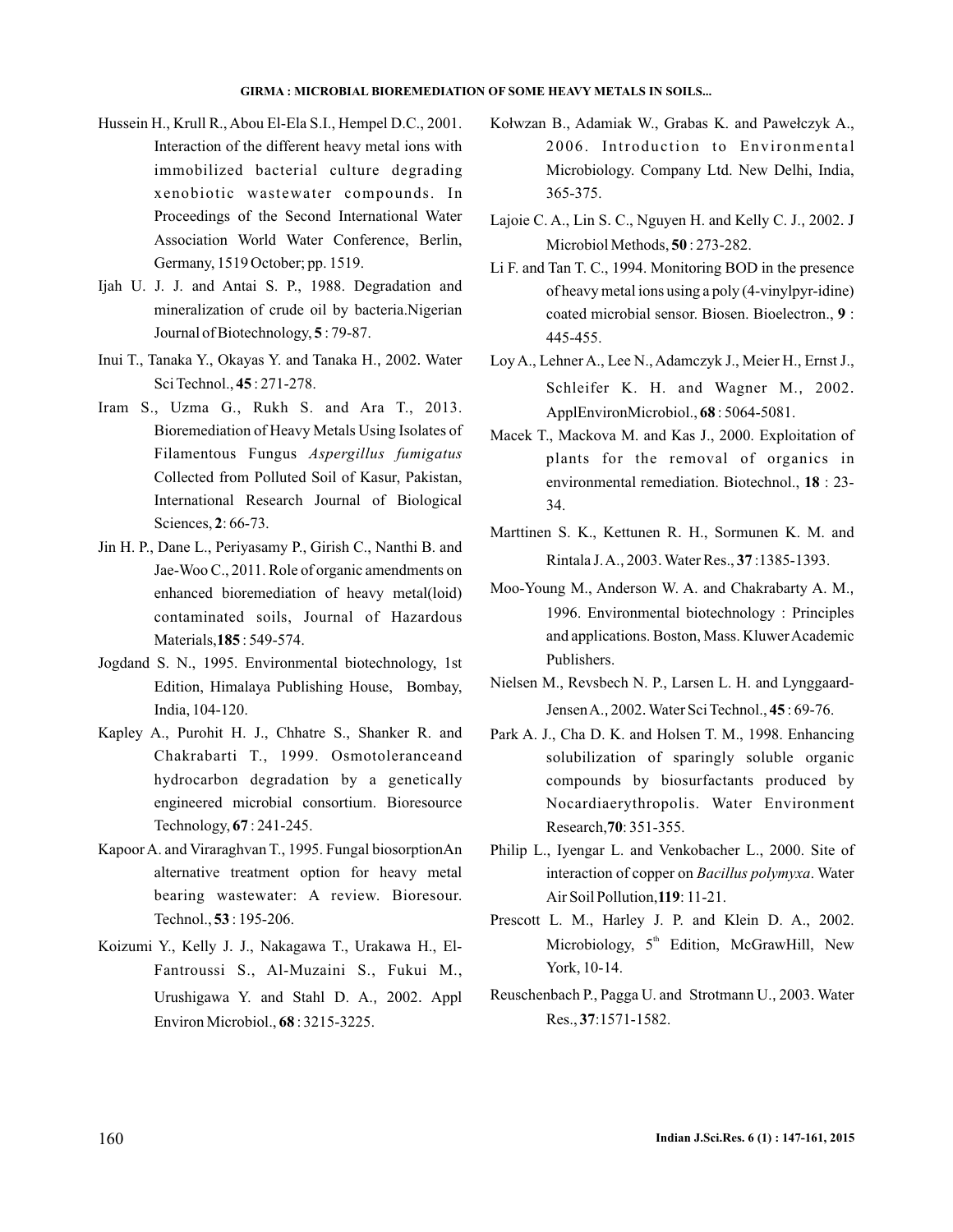Hussein H., Krull R., Abou El-Ela S.I., Hempel D.C., 2001. Interaction of the different heavy metal ions with immobilized bacterial culture degrading xenobiotic wastewater compounds. In Proceedings of the Second International Water Association World Water Conference, Berlin, Germany, 1519 October; pp. 1519.

Ijah U. J. J. and Antai S. P., 1988. Degradation and mineralization of crude oil by bacteria.Nigerian Journal of Biotechnology, **5** : 79-87.

Inui T., Tanaka Y., Okayas Y. and Tanaka H., 2002. Water Sci Technol., **45** : 271-278.

Iram S., Uzma G., Rukh S. and Ara T., 2013. Bioremediation of Heavy Metals Using Isolates of Filamentous Fungus *Aspergillus fumigatus* Collected from Polluted Soil of Kasur, Pakistan, International Research Journal of Biological Sciences, **2**: 66-73.

Jin H. P., Dane L., Periyasamy P., Girish C., Nanthi B. and Jae-Woo C., 2011. Role of organic amendments on enhanced bioremediation of heavy metal(loid) contaminated soils, Journal of Hazardous Materials,**185** : 549-574.

Jogdand S. N., 1995. Environmental biotechnology, 1st Edition, Himalaya Publishing House, Bombay, India, 104-120.

Kapley A., Purohit H. J., Chhatre S., Shanker R. and Chakrabarti T., 1999. Osmotoleranceand hydrocarbon degradation by a genetically engineered microbial consortium. Bioresource Technology, **67** : 241-245.

Kapoor A. and Viraraghvan T., 1995. Fungal biosorptionAn alternative treatment option for heavy metal bearing wastewater: A review. Bioresour. Technol., **53** : 195-206.

Koizumi Y., Kelly J. J., Nakagawa T., Urakawa H., El-Fantroussi S., Al-Muzaini S., Fukui M., Urushigawa Y. and Stahl D. A., 2002. Appl Environ Microbiol., **68** : 3215-3225.

Kołwzan B., Adamiak W., Grabas K. and Pawełczyk A., 2006. Introduction to Environmental Microbiology. Company Ltd. New Delhi, India, 365-375.

Lajoie C. A., Lin S. C., Nguyen H. and Kelly C. J., 2002. J Microbiol Methods, **50** : 273-282.

Li F. and Tan T. C., 1994. Monitoring BOD in the presence of heavy metal ions using a poly (4-vinylpyr-idine) coated microbial sensor. Biosen. Bioelectron., **9** : 445-455.

Loy A., Lehner A., Lee N., Adamczyk J., Meier H., Ernst J., Schleifer K. H. and Wagner M., 2002. ApplEnvironMicrobiol., **68** : 5064-5081.

Macek T., Mackova M. and Kas J., 2000. Exploitation of plants for the removal of organics in environmental remediation. Biotechnol., **18** : 23-34.

Marttinen S. K., Kettunen R. H., Sormunen K. M. and Rintala J. A., 2003. Water Res., **37** :1385-1393.

Moo-Young M., Anderson W. A. and Chakrabarty A. M., 1996. Environmental biotechnology : Principles and applications. Boston, Mass. Kluwer Academic Publishers.

Nielsen M., Revsbech N. P., Larsen L. H. and Lynggaard-Jensen A., 2002. Water Sci Technol., **45** : 69-76.

Park A. J., Cha D. K. and Holsen T. M., 1998. Enhancing solubilization of sparingly soluble organic compounds by biosurfactants produced by Nocardiaerythropolis. Water Environment Research,**70**: 351-355.

Philip L., Iyengar L. and Venkobacher L., 2000. Site of interaction of copper on *Bacillus polymyxa*. Water Air Soil Pollution,**119**: 11-21.

Prescott L. M., Harley J. P. and Klein D. A., 2002. Microbiology, $5^{th}$ Edition, McGrawHill, New York, 10-14.

Reuschenbach P., Pagga U. and Strotmann U., 2003. Water Res., **37**:1571-1582.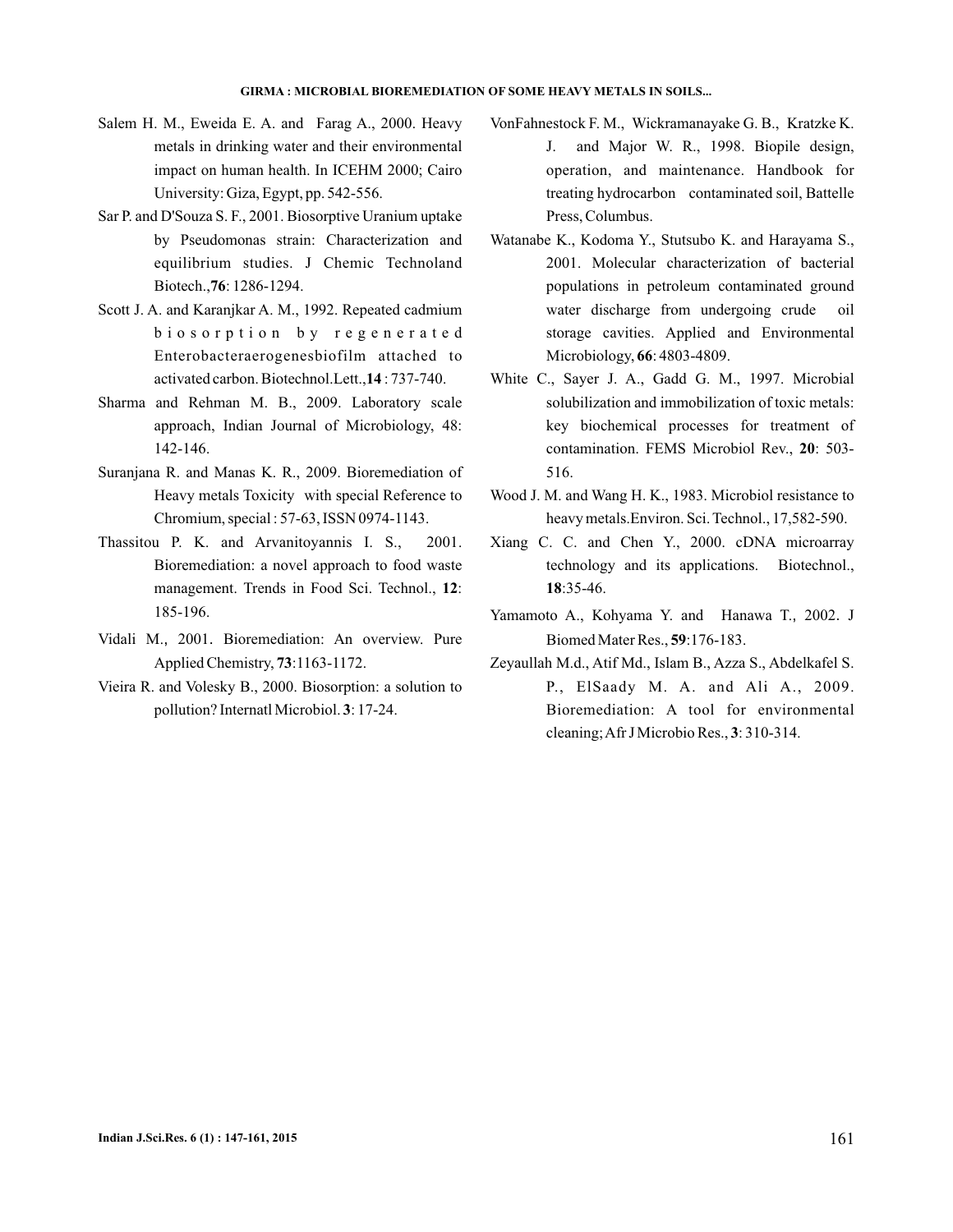Salem H. M., Eweida E. A. and Farag A., 2000. Heavy metals in drinking water and their environmental impact on human health. In ICEHM 2000; Cairo University: Giza, Egypt, pp. 542-556.

Sar P. and D'Souza S. F., 2001. Biosorptive Uranium uptake by Pseudomonas strain: Characterization and equilibrium studies. J Chemic Technoland Biotech.,**76**: 1286-1294.

Scott J. A. and Karanjkar A. M., 1992. Repeated cadmium biosorption by regenerated Enterobacteraerogenesbiofilm attached to activated carbon. Biotechnol.Lett.,**14** : 737-740.

Sharma and Rehman M. B., 2009. Laboratory scale approach, Indian Journal of Microbiology, 48: 142-146.

Suranjana R. and Manas K. R., 2009. Bioremediation of Heavy metals Toxicity with special Reference to Chromium, special : 57-63, ISSN 0974-1143.

Thassitou P. K. and Arvanitoyannis I. S., 2001. Bioremediation: a novel approach to food waste management. Trends in Food Sci. Technol., **12**: 185-196.

Vidali M., 2001. Bioremediation: An overview. Pure Applied Chemistry, **73**:1163-1172.

Vieira R. and Volesky B., 2000. Biosorption: a solution to pollution? Internatl Microbiol. **3**: 17-24.

VonFahnestock F. M., Wickramanayake G. B., Kratzke K. J. and Major W. R., 1998. Biopile design, operation, and maintenance. Handbook for treating hydrocarbon contaminated soil, Battelle Press, Columbus.

Watanabe K., Kodoma Y., Stutsubo K. and Harayama S., 2001. Molecular characterization of bacterial populations in petroleum contaminated ground water discharge from undergoing crude oil storage cavities. Applied and Environmental Microbiology, **66**: 4803-4809.

White C., Sayer J. A., Gadd G. M., 1997. Microbial solubilization and immobilization of toxic metals: key biochemical processes for treatment of contamination. FEMS Microbiol Rev., **20**: 503-516.

Wood J. M. and Wang H. K., 1983. Microbiol resistance to heavy metals.Environ. Sci. Technol., 17,582-590.

Xiang C. C. and Chen Y., 2000. cDNA microarray technology and its applications. Biotechnol., **18**:35-46.

Yamamoto A., Kohyama Y. and Hanawa T., 2002. J Biomed Mater Res., **59**:176-183.

Zeyaullah M.d., Atif Md., Islam B., Azza S., Abdelkafel S. P., ElSaady M. A. and Ali A., 2009. Bioremediation: A tool for environmental cleaning; Afr J Microbio Res., **3**: 310-314.